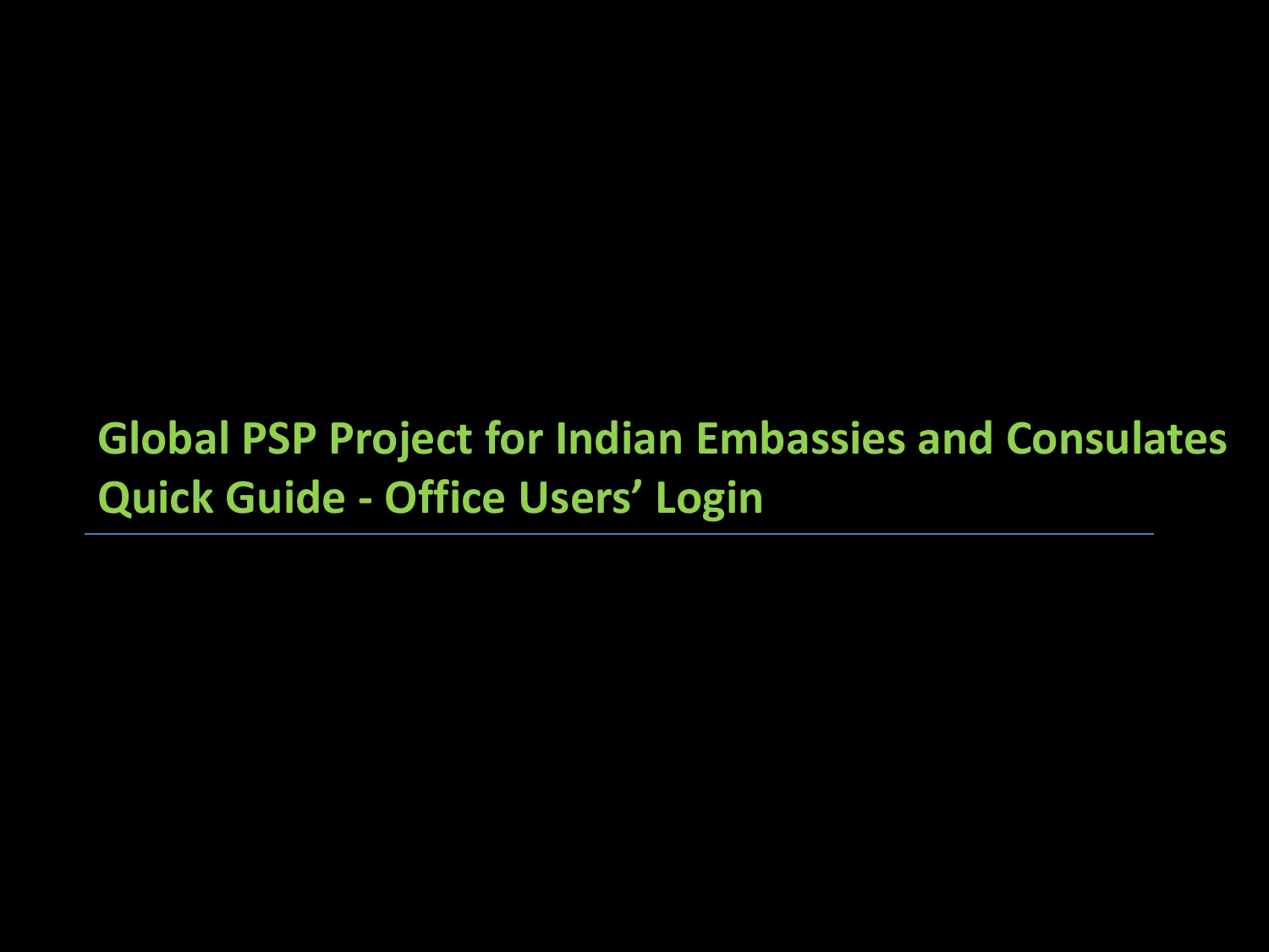# Global PSP Project for Indian Embassies and Consulates
## Quick Guide - Office Users' Login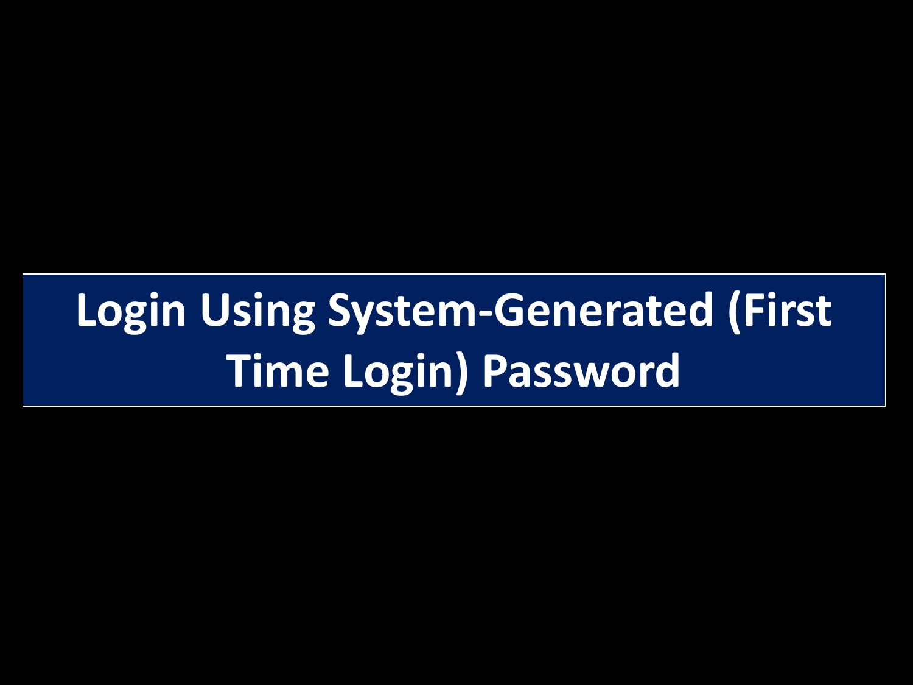# Login Using System-Generated (First Time Login) Password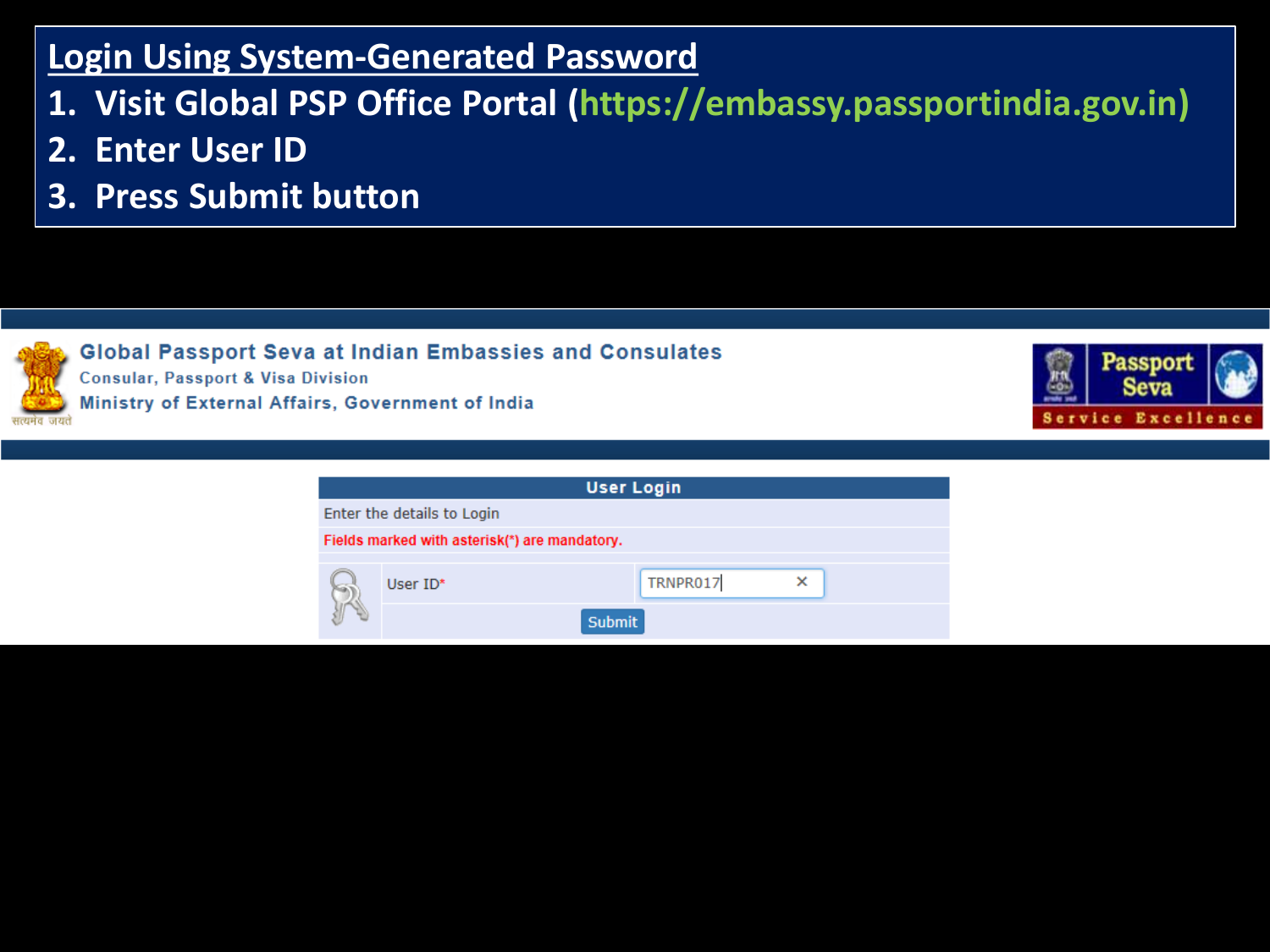## Login Using System-Generated Password

1. Visit Global PSP Office Portal (https://embassy.passportindia.gov.in)
2. Enter User ID
3. Press Submit button

Global Passport Seva at Indian Embassies and Consulates
Consular, Passport & Visa Division
Ministry of External Affairs, Government of India

सत्यमेव जयते

Passport Seva
Service Excellence

**User Login**

Enter the details to Login

Fields marked with asterisk(*) are mandatory.

User ID* TRNPR017

Submit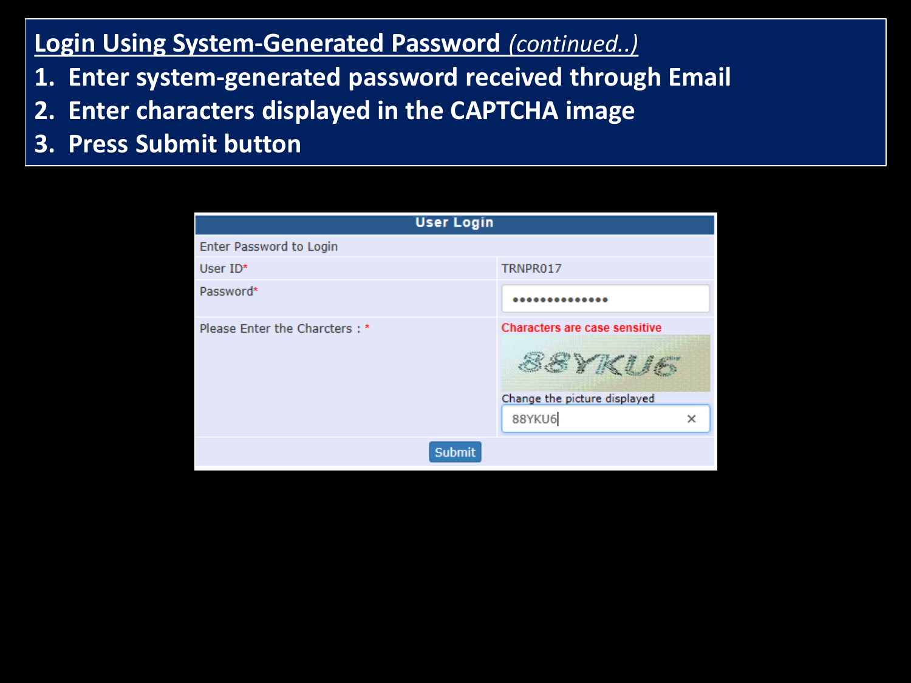## Login Using System-Generated Password *(continued..)*

1. Enter system-generated password received through Email
2. Enter characters displayed in the CAPTCHA image
3. Press Submit button

| User Login | |
|---|---|
| Enter Password to Login | |
| User ID* | TRNPR017 |
| Password* | •••••••••••••• |
| Please Enter the Charcters : * | Characters are case sensitive |
| | 88YKU6 |
| | Change the picture displayed |
| | 88YKU6 |
| Submit | |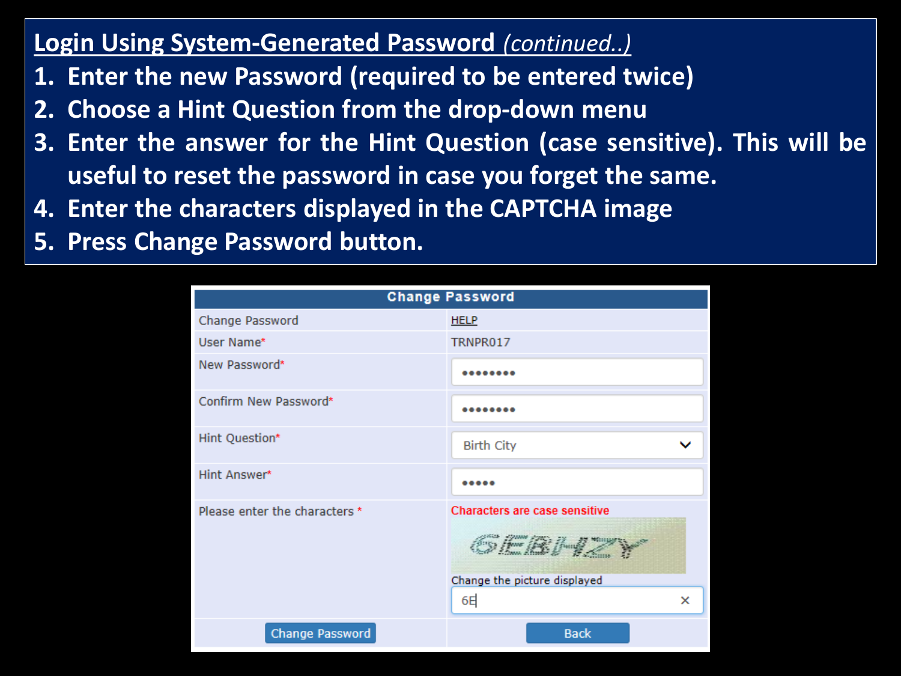## Login Using System-Generated Password *(continued..)*

1. Enter the new Password (required to be entered twice)
2. Choose a Hint Question from the drop-down menu
3. Enter the answer for the Hint Question (case sensitive). This will be useful to reset the password in case you forget the same.
4. Enter the characters displayed in the CAPTCHA image
5. Press Change Password button.

| Change Password | |
|---|---|
| Change Password | HELP |
| User Name* | TRNPR017 |
| New Password* | •••••••• |
| Confirm New Password* | •••••••• |
| Hint Question* | Birth City |
| Hint Answer* | ••••• |
| Please enter the characters * | Characters are case sensitive<br>Change the picture displayed<br>6E |
| Change Password | Back |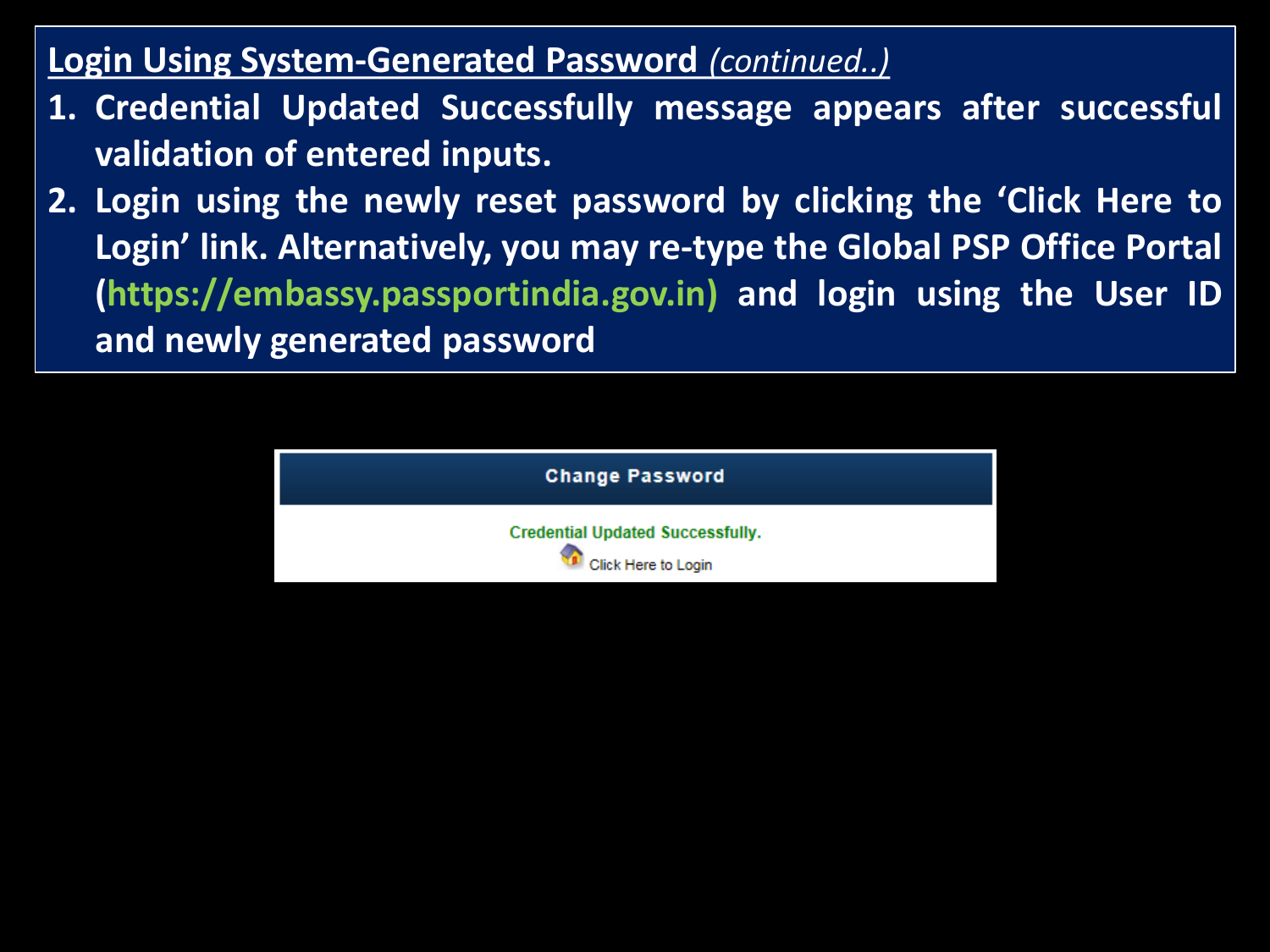**Login Using System-Generated Password** *(continued..)*

1. **Credential Updated Successfully message appears after successful validation of entered inputs.**
2. **Login using the newly reset password by clicking the 'Click Here to Login' link. Alternatively, you may re-type the Global PSP Office Portal (https://embassy.passportindia.gov.in) and login using the User ID and newly generated password**

**Change Password**

Credential Updated Successfully.

Click Here to Login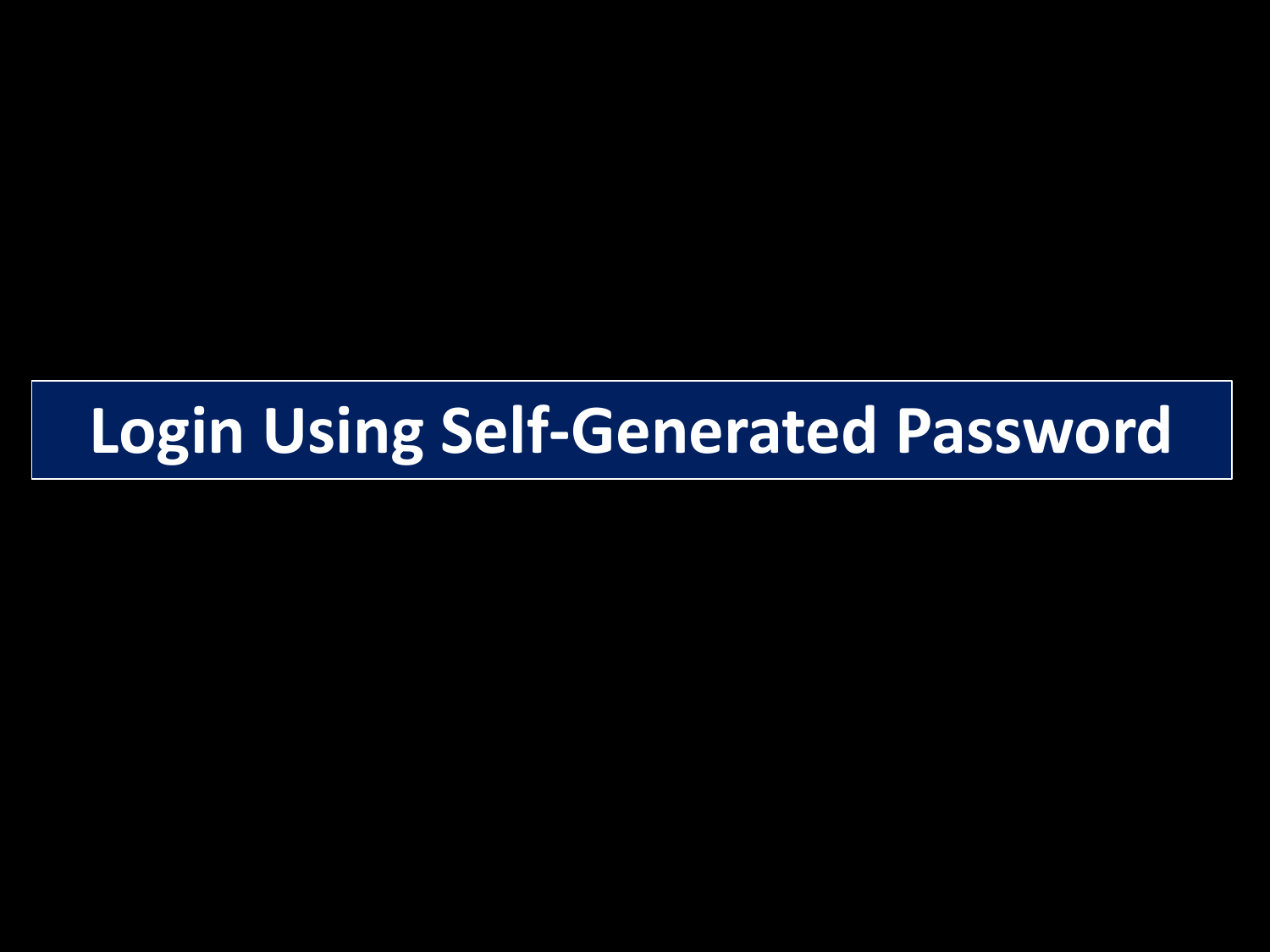# Login Using Self-Generated Password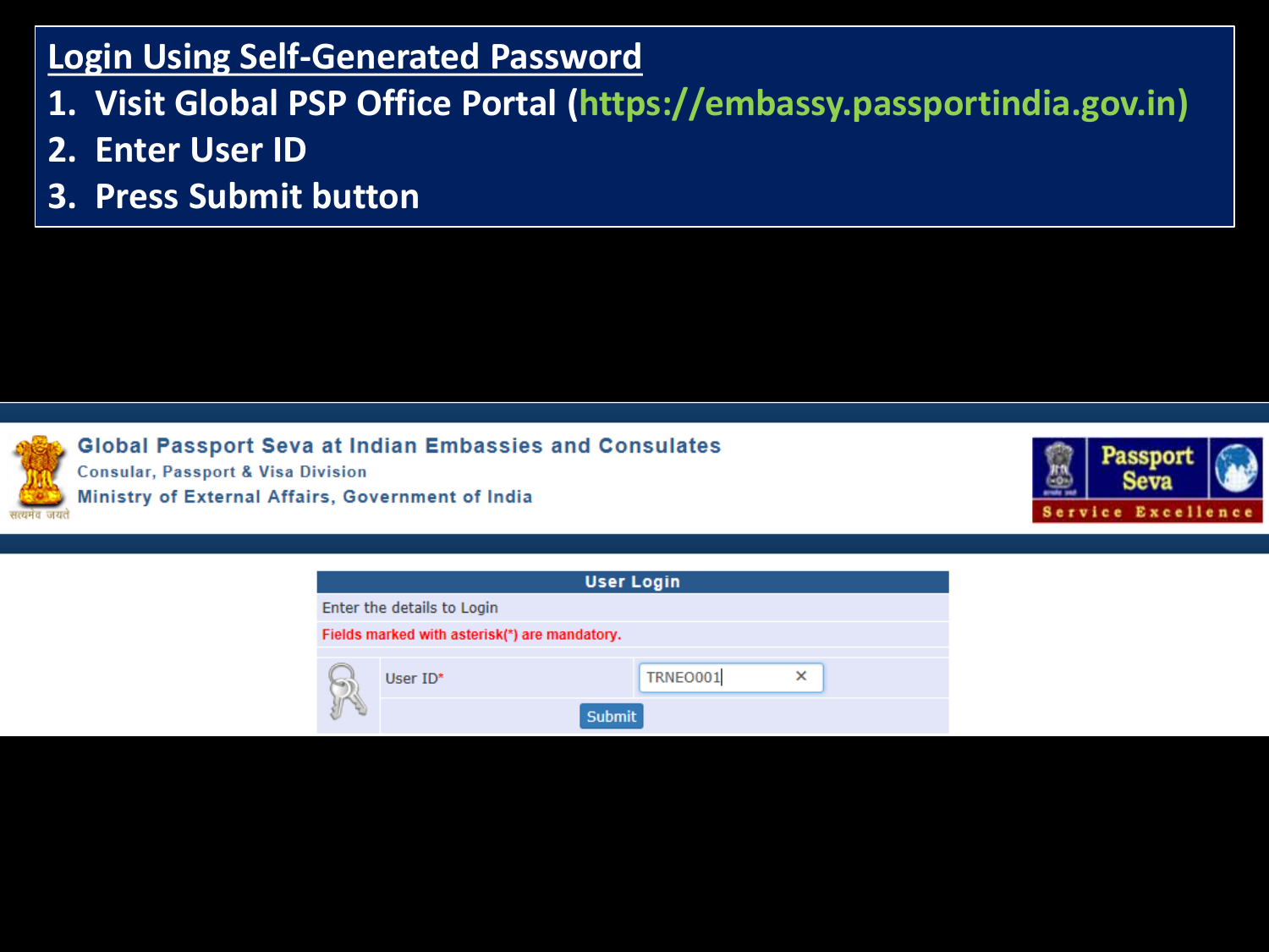## Login Using Self-Generated Password

1. Visit Global PSP Office Portal (https://embassy.passportindia.gov.in)
2. Enter User ID
3. Press Submit button

**Global Passport Seva at Indian Embassies and Consulates**
Consular, Passport & Visa Division
Ministry of External Affairs, Government of India

Passport Seva
Service Excellence

**User Login**

Enter the details to Login

Fields marked with asterisk(*) are mandatory.

User ID* TRNEO001

Submit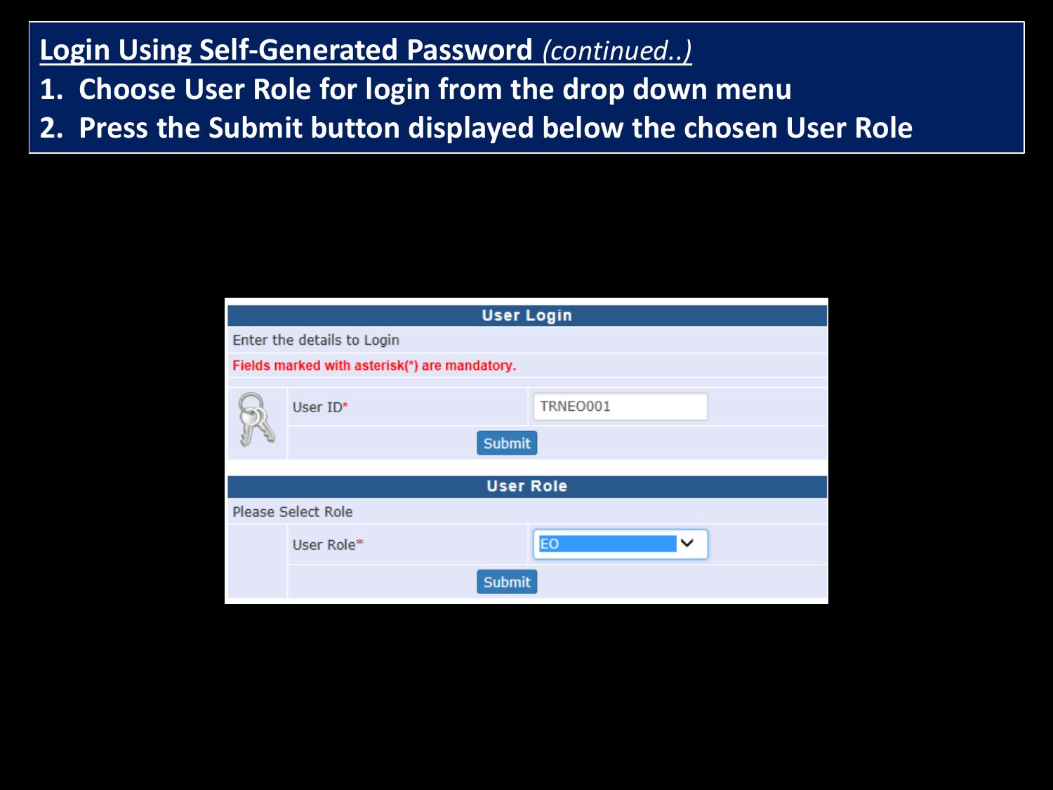## Login Using Self-Generated Password *(continued..)*

1. Choose User Role for login from the drop down menu
2. Press the Submit button displayed below the chosen User Role

**User Login**

Enter the details to Login

Fields marked with asterisk(*) are mandatory.

| | |
|---|---|
| User ID* | TRNEO001 |
| Submit | |

**User Role**

Please Select Role

| | |
|---|---|
| User Role* | EO |
| Submit | |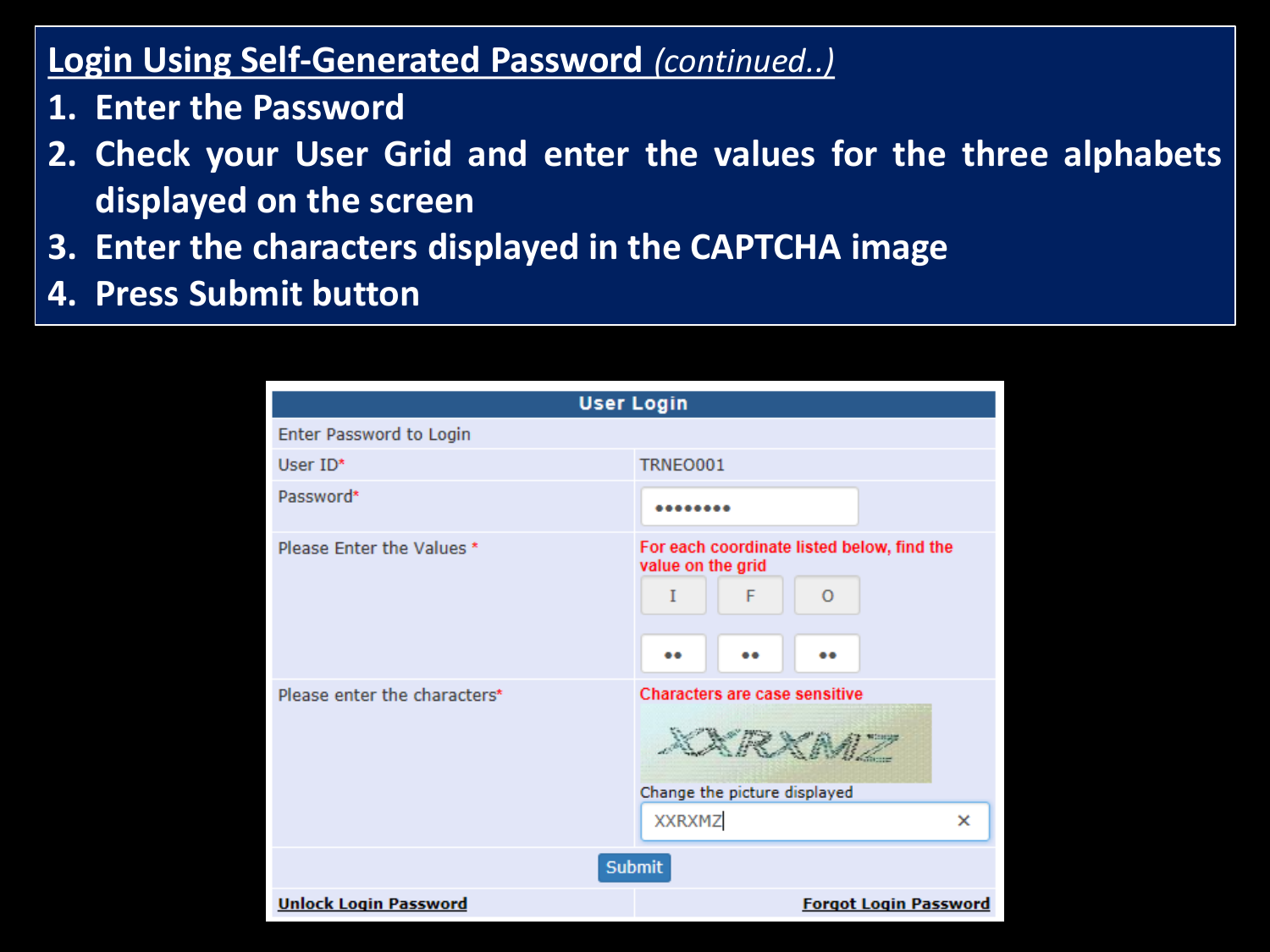## Login Using Self-Generated Password *(continued..)*

1. Enter the Password
2. Check your User Grid and enter the values for the three alphabets displayed on the screen
3. Enter the characters displayed in the CAPTCHA image
4. Press Submit button

**User Login**

Enter Password to Login

| | |
|---|---|
| User ID* | TRNEO001 |
| Password* | •••••••• |
| Please Enter the Values * | For each coordinate listed below, find the value on the grid<br>I F O<br>•• •• •• |
| Please enter the characters* | Characters are case sensitive<br>XXRXMZ<br>Change the picture displayed<br>XXRXMZ |

Submit

Unlock Login Password | Forgot Login Password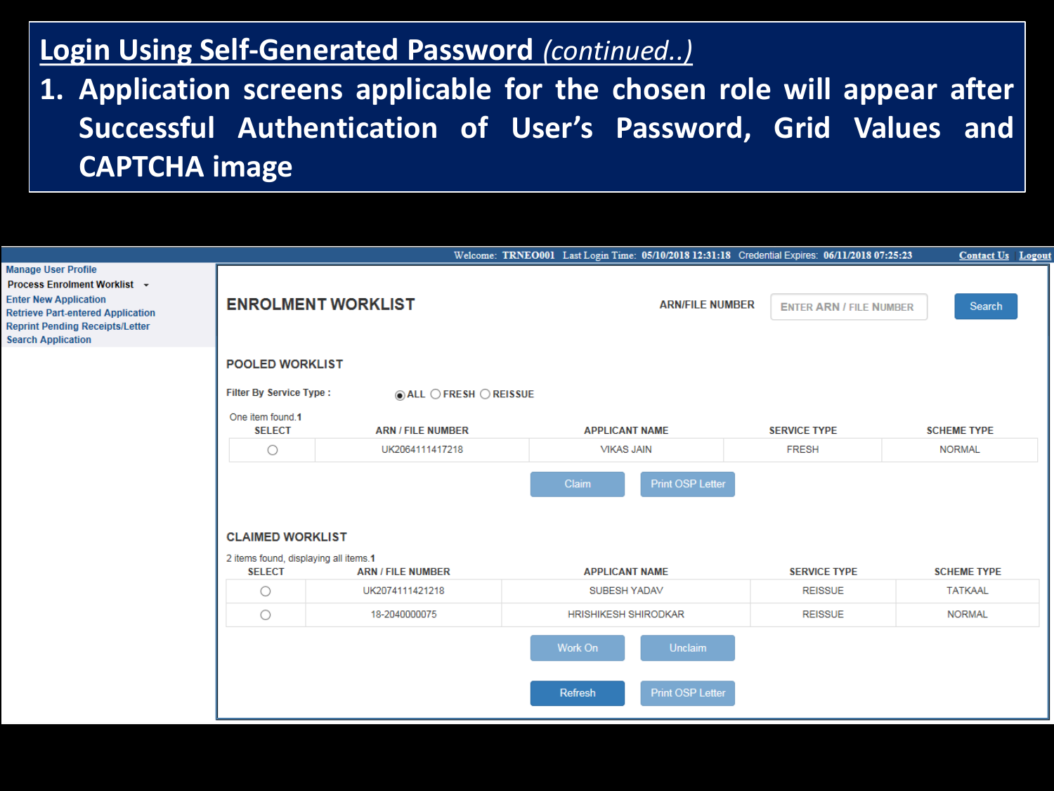## Login Using Self-Generated Password *(continued..)*

1. Application screens applicable for the chosen role will appear after Successful Authentication of User's Password, Grid Values and CAPTCHA image

Welcome: **TRNEO001** Last Login Time: **05/10/2018 12:31:18** Credential Expires: **06/11/2018 07:25:23** Contact Us Logout

- Manage User Profile
- Process Enrolment Worklist
- Enter New Application
- Retrieve Part-entered Application
- Reprint Pending Receipts/Letter
- Search Application

### ENROLMENT WORKLIST

ARN/FILE NUMBER [ENTER ARN / FILE NUMBER] Search

#### POOLED WORKLIST

Filter By Service Type : ◉ ALL ○ FRESH ○ REISSUE

One item found.1

| SELECT | ARN / FILE NUMBER | APPLICANT NAME | SERVICE TYPE | SCHEME TYPE |
|---|---|---|---|---|
| ○ | UK2064111417218 | VIKAS JAIN | FRESH | NORMAL |

Claim | Print OSP Letter

#### CLAIMED WORKLIST

2 items found, displaying all items.1

| SELECT | ARN / FILE NUMBER | APPLICANT NAME | SERVICE TYPE | SCHEME TYPE |
|---|---|---|---|---|
| ○ | UK2074111421218 | SUBESH YADAV | REISSUE | TATKAAL |
| ○ | 18-2040000075 | HRISHIKESH SHIRODKAR | REISSUE | NORMAL |

Work On | Unclaim

Refresh | Print OSP Letter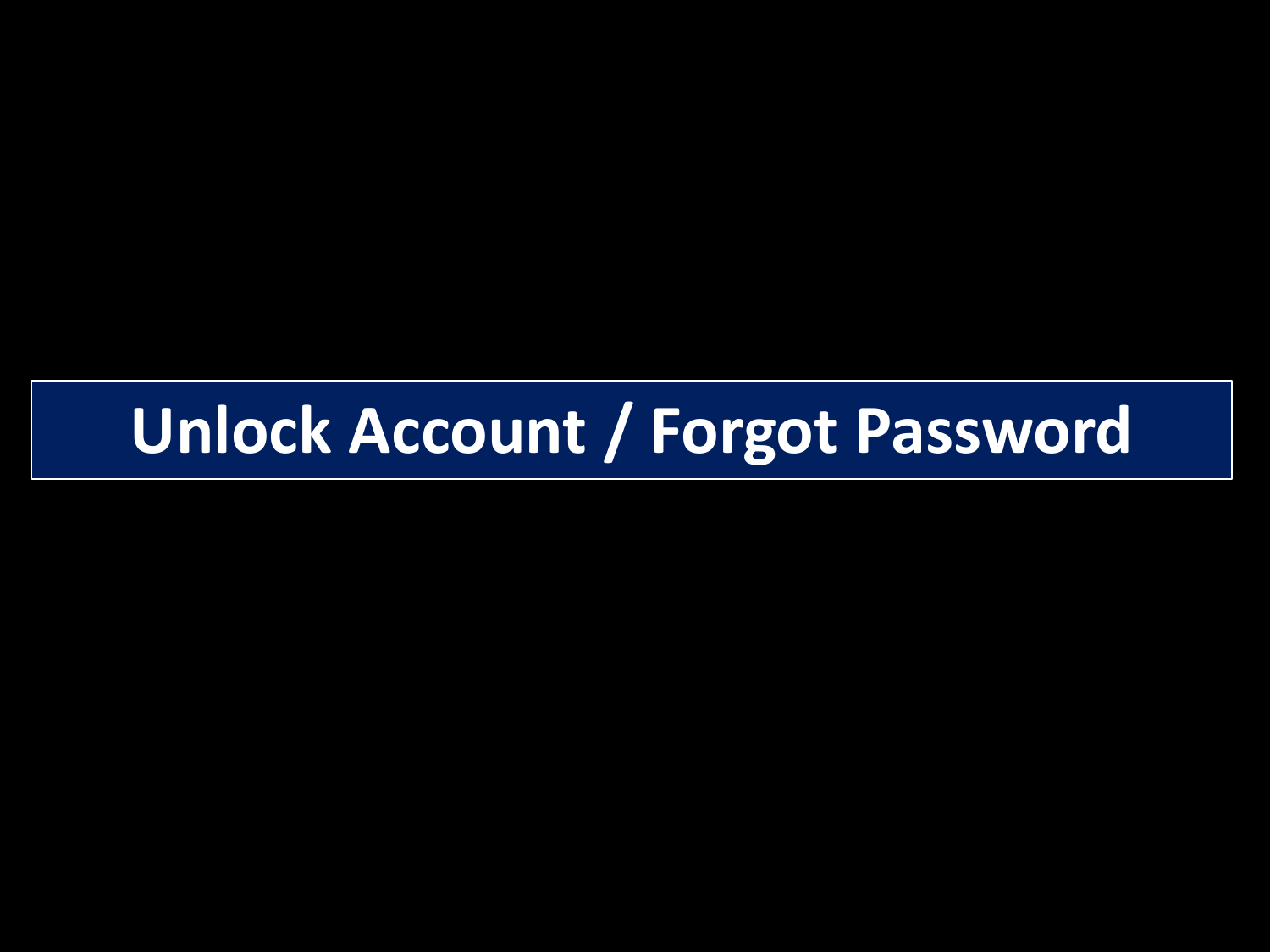# Unlock Account / Forgot Password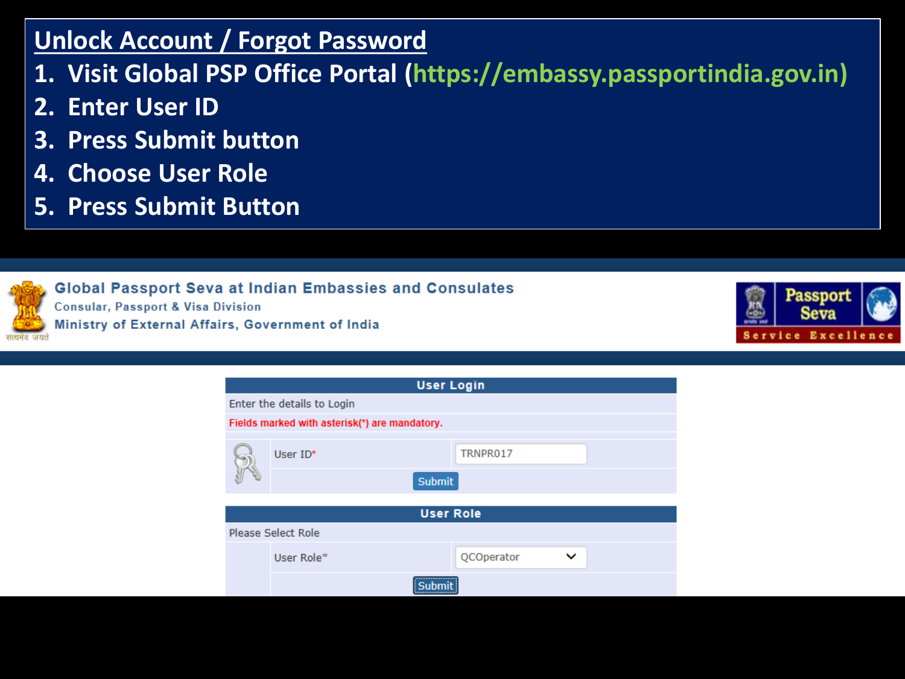## Unlock Account / Forgot Password

1. Visit Global PSP Office Portal (https://embassy.passportindia.gov.in)
2. Enter User ID
3. Press Submit button
4. Choose User Role
5. Press Submit Button

**Global Passport Seva at Indian Embassies and Consulates**
Consular, Passport & Visa Division
Ministry of External Affairs, Government of India

सत्यमेव जयते

Passport Seva
Service Excellence

**User Login**

Enter the details to Login

Fields marked with asterisk(*) are mandatory.

User ID* TRNPR017

Submit

**User Role**

Please Select Role

User Role* QCOperator

Submit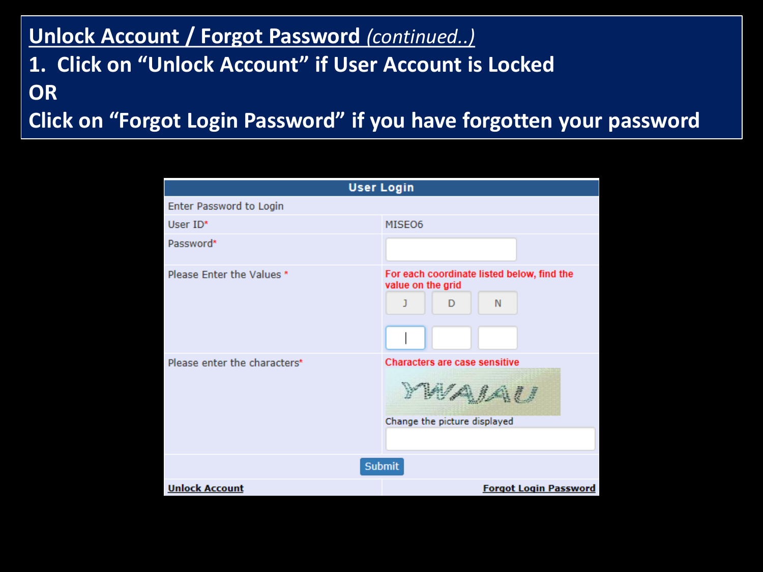## Unlock Account / Forgot Password *(continued..)*

**1. Click on "Unlock Account" if User Account is Locked**

**OR**

**Click on "Forgot Login Password" if you have forgotten your password**

| User Login | |
|---|---|
| Enter Password to Login | |
| User ID* | MISEO6 |
| Password* | |
| Please Enter the Values * | For each coordinate listed below, find the value on the grid<br>J D N |
| Please enter the characters* | Characters are case sensitive<br>YWAIAU<br>Change the picture displayed |
| Submit | |
| Unlock Account | Forgot Login Password |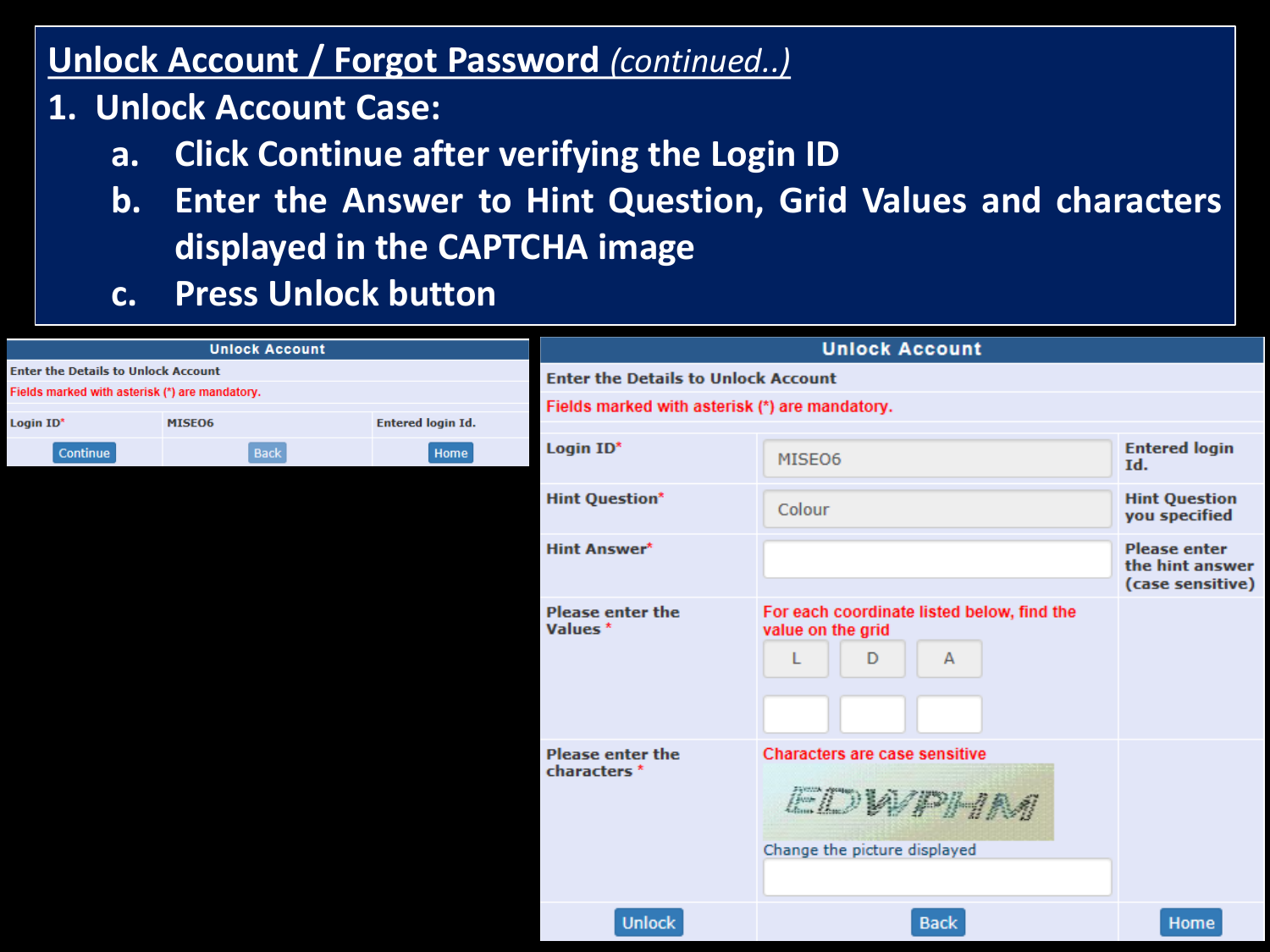## Unlock Account / Forgot Password *(continued..)*

1. **Unlock Account Case:**
   a. Click Continue after verifying the Login ID
   b. Enter the Answer to Hint Question, Grid Values and characters displayed in the CAPTCHA image
   c. Press Unlock button

**Unlock Account**

Enter the Details to Unlock Account

Fields marked with asterisk (*) are mandatory.

| Login ID* | MISE06 | Entered login Id. |
|---|---|---|
| Continue | Back | Home |

**Unlock Account**

Enter the Details to Unlock Account

Fields marked with asterisk (*) are mandatory.

| | | |
|---|---|---|
| Login ID* | MISE06 | Entered login Id. |
| Hint Question* | Colour | Hint Question you specified |
| Hint Answer* | | Please enter the hint answer (case sensitive) |
| Please enter the Values * | For each coordinate listed below, find the value on the grid<br>L D A | |
| Please enter the characters * | Characters are case sensitive<br>EDWPHM<br>Change the picture displayed | |
| Unlock | Back | Home |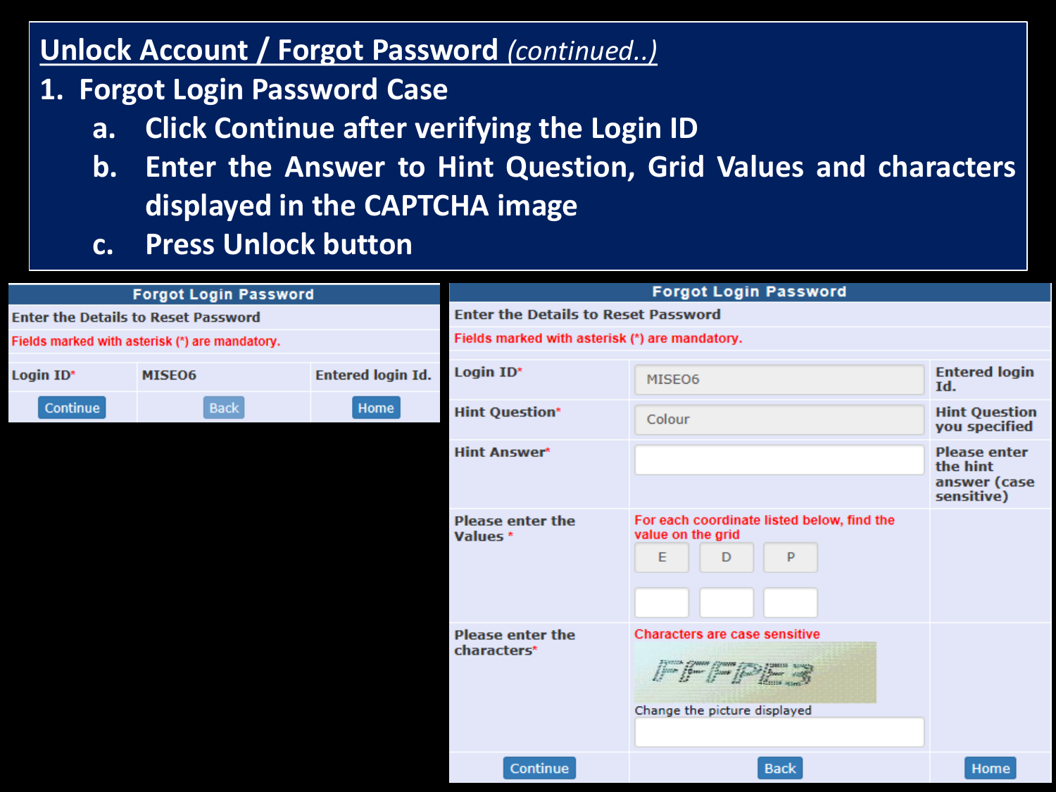## Unlock Account / Forgot Password *(continued..)*

1. **Forgot Login Password Case**
   a. Click Continue after verifying the Login ID
   b. Enter the Answer to Hint Question, Grid Values and characters displayed in the CAPTCHA image
   c. Press Unlock button

**Forgot Login Password**

Enter the Details to Reset Password

Fields marked with asterisk (*) are mandatory.

| Login ID* | MISEO6 | Entered login Id. |
|---|---|---|
| Continue | Back | Home |

**Forgot Login Password**

Enter the Details to Reset Password

Fields marked with asterisk (*) are mandatory.

| | | |
|---|---|---|
| Login ID* | MISEO6 | Entered login Id. |
| Hint Question* | Colour | Hint Question you specified |
| Hint Answer* | | Please enter the hint answer (case sensitive) |
| Please enter the Values * | For each coordinate listed below, find the value on the grid<br>E D P | |
| Please enter the characters* | Characters are case sensitive<br>Change the picture displayed | |
| Continue | Back | Home |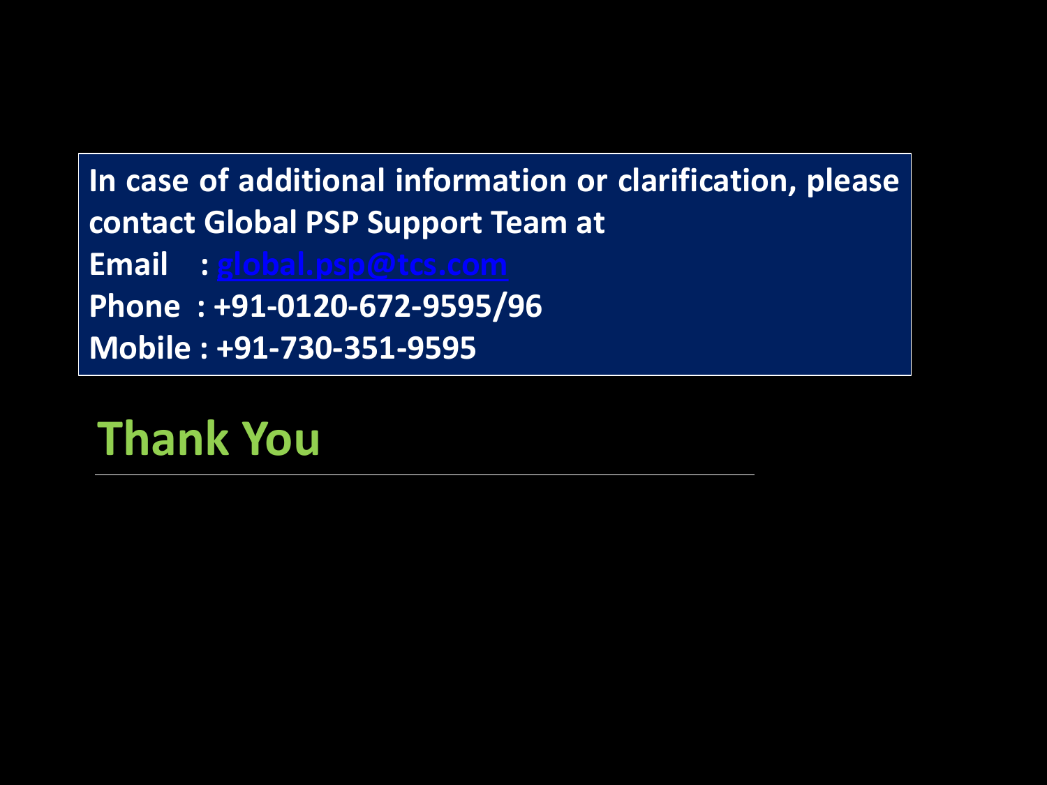**In case of additional information or clarification, please contact Global PSP Support Team at**

**Email : global.psp@tcs.com**

**Phone : +91-0120-672-9595/96**

**Mobile : +91-730-351-9595**

# Thank You